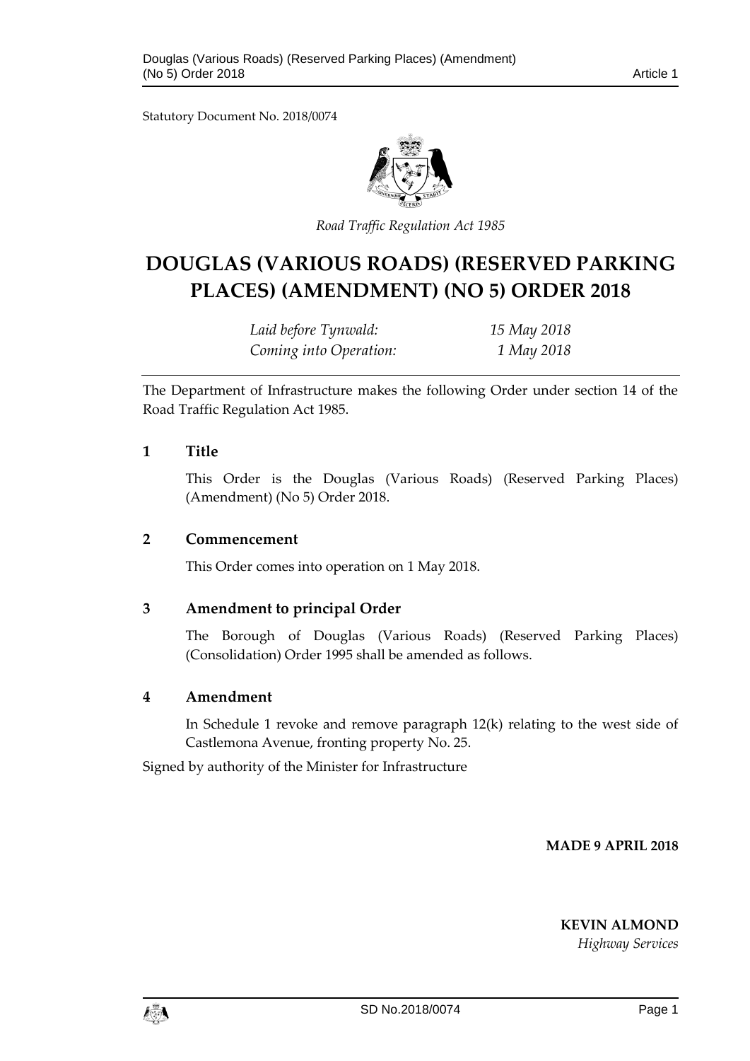Statutory Document No. 2018/0074

*Road Traffic Regulation Act 1985*

# DOUGLAS (VARIOUS ROADS) (RESERVED PARKING PLACES) (AMENDMENT) (NO 5) ORDER 2018

| | |
|---|---|
| *Laid before Tynwald:* | *15 May 2018* |
| *Coming into Operation:* | *1 May 2018* |

The Department of Infrastructure makes the following Order under section 14 of the Road Traffic Regulation Act 1985.

## 1 Title

This Order is the Douglas (Various Roads) (Reserved Parking Places) (Amendment) (No 5) Order 2018.

## 2 Commencement

This Order comes into operation on 1 May 2018.

## 3 Amendment to principal Order

The Borough of Douglas (Various Roads) (Reserved Parking Places) (Consolidation) Order 1995 shall be amended as follows.

## 4 Amendment

In Schedule 1 revoke and remove paragraph 12(k) relating to the west side of Castlemona Avenue, fronting property No. 25.

Signed by authority of the Minister for Infrastructure

**MADE 9 APRIL 2018**

**KEVIN ALMOND**
*Highway Services*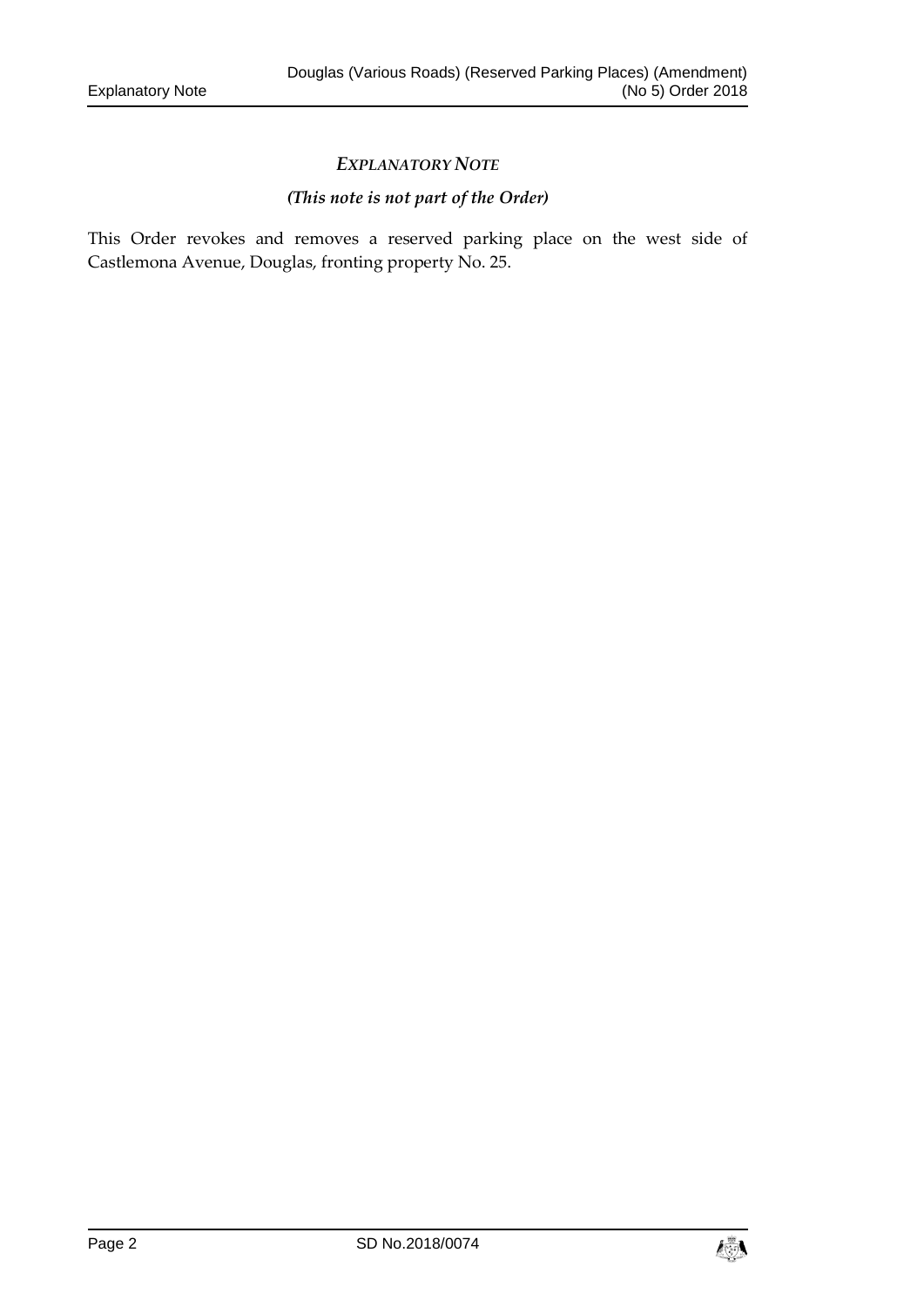## *EXPLANATORY NOTE*

***(This note is not part of the Order)***

This Order revokes and removes a reserved parking place on the west side of Castlemona Avenue, Douglas, fronting property No. 25.